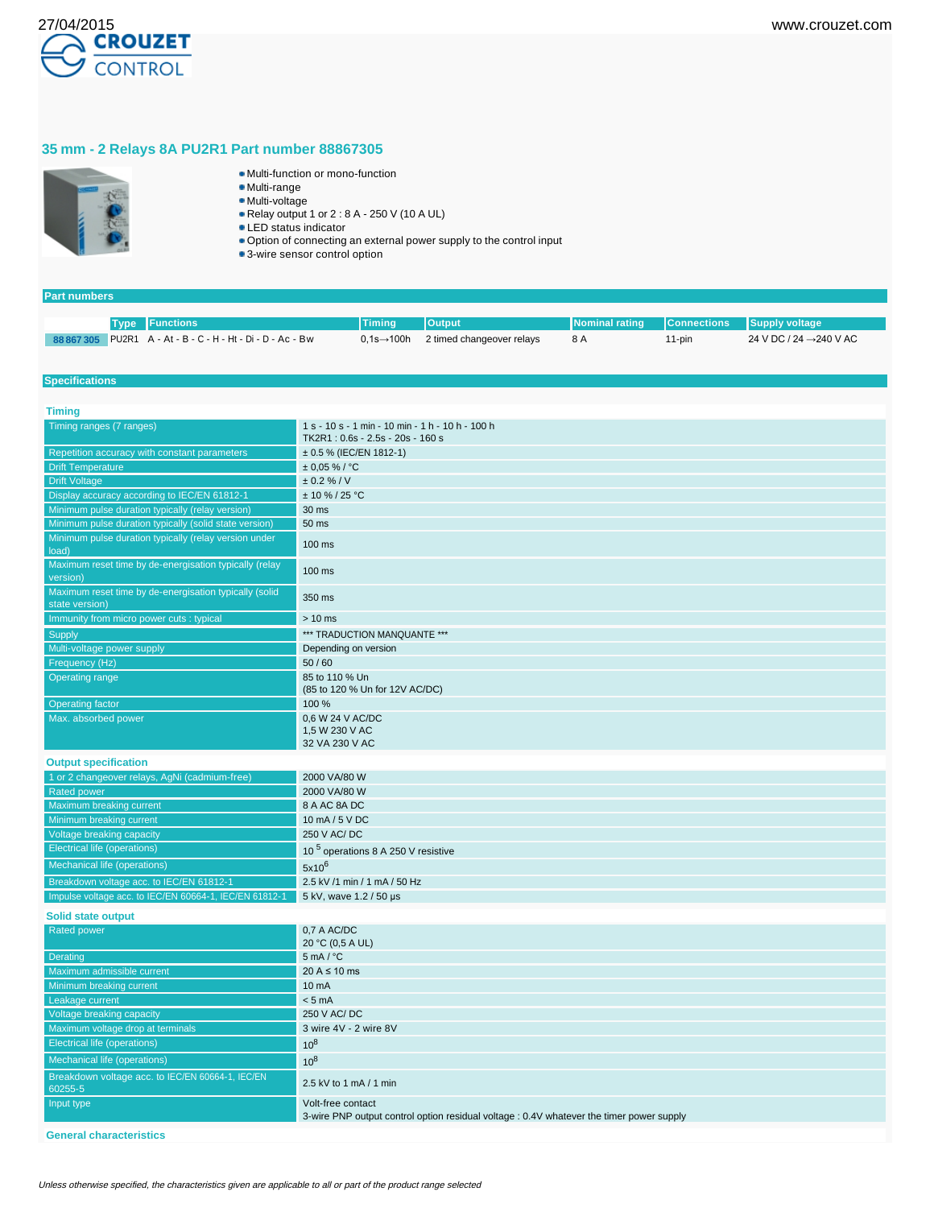# 35 mm - 2 Relays 8A PU2R1 Part number 88867305

- Multi-function or mono-function
- Multi-range
- Multi-voltage
- Relay output 1 or 2 : 8 A - 250 V (10 A UL)
- LED status indicator
- Option of connecting an external power supply to the control input
- 3-wire sensor control option

## Part numbers

| | Type | Functions | Timing | Output | Nominal rating | Connections | Supply voltage |
|---|---|---|---|---|---|---|---|
| 88 867 305 | PU2R1 | A - At - B - C - H - Ht - Di - D - Ac - Bw | 0,1s→100h | 2 timed changeover relays | 8 A | 11-pin | 24 V DC / 24 →240 V AC |

## Specifications

### Timing

| | |
|---|---|
| Timing ranges (7 ranges) | 1 s - 10 s - 1 min - 10 min - 1 h - 10 h - 100 h<br>TK2R1 : 0.6s - 2.5s - 20s - 160 s |
| Repetition accuracy with constant parameters | ± 0.5 % (IEC/EN 1812-1) |
| Drift Temperature | ± 0,05 % / °C |
| Drift Voltage | ± 0.2 % / V |
| Display accuracy according to IEC/EN 61812-1 | ± 10 % / 25 °C |
| Minimum pulse duration typically (relay version) | 30 ms |
| Minimum pulse duration typically (solid state version) | 50 ms |
| Minimum pulse duration typically (relay version under load) | 100 ms |
| Maximum reset time by de-energisation typically (relay version) | 100 ms |
| Maximum reset time by de-energisation typically (solid state version) | 350 ms |
| Immunity from micro power cuts : typical | > 10 ms |
| Supply | *** TRADUCTION MANQUANTE *** |
| Multi-voltage power supply | Depending on version |
| Frequency (Hz) | 50 / 60 |
| Operating range | 85 to 110 % Un<br>(85 to 120 % Un for 12V AC/DC) |
| Operating factor | 100 % |
| Max. absorbed power | 0,6 W 24 V AC/DC<br>1,5 W 230 V AC<br>32 VA 230 V AC |

### Output specification

| | |
|---|---|
| 1 or 2 changeover relays, AgNi (cadmium-free) | 2000 VA/80 W |
| Rated power | 2000 VA/80 W |
| Maximum breaking current | 8 A AC 8A DC |
| Minimum breaking current | 10 mA / 5 V DC |
| Voltage breaking capacity | 250 V AC/ DC |
| Electrical life (operations) | $10^5$ operations 8 A 250 V resistive |
| Mechanical life (operations) | $5x10^6$ |
| Breakdown voltage acc. to IEC/EN 61812-1 | 2.5 kV /1 min / 1 mA / 50 Hz |
| Impulse voltage acc. to IEC/EN 60664-1, IEC/EN 61812-1 | 5 kV, wave 1.2 / 50 µs |

### Solid state output

| | |
|---|---|
| Rated power | 0,7 A AC/DC<br>20 °C (0,5 A UL) |
| Derating | 5 mA / °C |
| Maximum admissible current | 20 A ≤ 10 ms |
| Minimum breaking current | 10 mA |
| Leakage current | < 5 mA |
| Voltage breaking capacity | 250 V AC/ DC |
| Maximum voltage drop at terminals | 3 wire 4V - 2 wire 8V |
| Electrical life (operations) | $10^8$ |
| Mechanical life (operations) | $10^8$ |
| Breakdown voltage acc. to IEC/EN 60664-1, IEC/EN 60255-5 | 2.5 kV to 1 mA / 1 min |
| Input type | Volt-free contact<br>3-wire PNP output control option residual voltage : 0.4V whatever the timer power supply |

### General characteristics

*Unless otherwise specified, the characteristics given are applicable to all or part of the product range selected*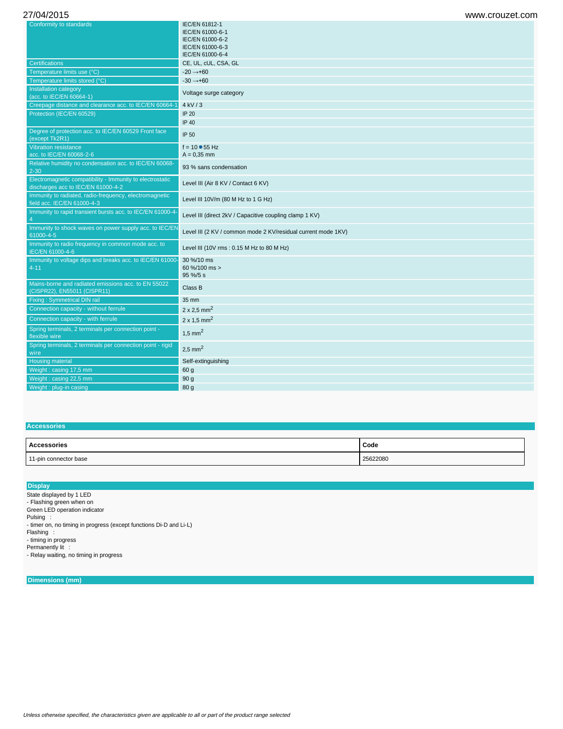| | |
|---|---|
| Conformity to standards | IEC/EN 61812-1<br>IEC/EN 61000-6-1<br>IEC/EN 61000-6-2<br>IEC/EN 61000-6-3<br>IEC/EN 61000-6-4 |
| Certifications | CE, UL, cUL, CSA, GL |
| Temperature limits use (°C) | -20 →+60 |
| Temperature limits stored (°C) | -30 →+60 |
| Installation category (acc. to IEC/EN 60664-1) | Voltage surge category |
| Creepage distance and clearance acc. to IEC/EN 60664-1 | 4 kV / 3 |
| Protection (IEC/EN 60529) | IP 20<br>IP 40 |
| Degree of protection acc. to IEC/EN 60529 Front face (except Tk2R1) | IP 50 |
| Vibration resistance acc. to IEC/EN 60068-2-6 | f = 10 → 55 Hz<br>A = 0,35 mm |
| Relative humidity no condensation acc. to IEC/EN 60068-2-30 | 93 % sans condensation |
| Electromagnetic compatibility - Immunity to electrostatic discharges acc to IEC/EN 61000-4-2 | Level III (Air 8 KV / Contact 6 KV) |
| Immunity to radiated, radio-frequency, electromagnetic field acc. IEC/EN 61000-4-3 | Level III 10V/m (80 M Hz to 1 G Hz) |
| Immunity to rapid transient bursts acc. to IEC/EN 61000-4-4 | Level III (direct 2kV / Capacitive coupling clamp 1 KV) |
| Immunity to shock waves on power supply acc. to IEC/EN 61000-4-5 | Level III (2 KV / common mode 2 KV/residual current mode 1KV) |
| Immunity to radio frequency in common mode acc. to IEC/EN 61000-4-6 | Level III (10V rms : 0.15 M Hz to 80 M Hz) |
| Immunity to voltage dips and breaks acc. to IEC/EN 61000-4-11 | 30 %/10 ms<br>60 %/100 ms ><br>95 %/5 s |
| Mains-borne and radiated emissions acc. to EN 55022 (CISPR22), EN55011 (CISPR11) | Class B |
| Fixing : Symmetrical DIN rail | 35 mm |
| Connection capacity - without ferrule | 2 x 2,5 mm$^2$ |
| Connection capacity - with ferrule | 2 x 1,5 mm$^2$ |
| Spring terminals, 2 terminals per connection point - flexible wire | 1,5 mm$^2$ |
| Spring terminals, 2 terminals per connection point - rigid wire | 2,5 mm$^2$ |
| Housing material | Self-extinguishing |
| Weight : casing 17,5 mm | 60 g |
| Weight : casing 22,5 mm | 90 g |
| Weight : plug-in casing | 80 g |

## Accessories

| Accessories | Code |
|---|---|
| 11-pin connector base | 25622080 |

## Display

State displayed by 1 LED
- Flashing green when on

Green LED operation indicator

Pulsing :
- timer on, no timing in progress (except functions Di-D and Li-L)

Flashing :
- timing in progress

Permanently lit :
- Relay waiting, no timing in progress

## Dimensions (mm)

*Unless otherwise specified, the characteristics given are applicable to all or part of the product range selected*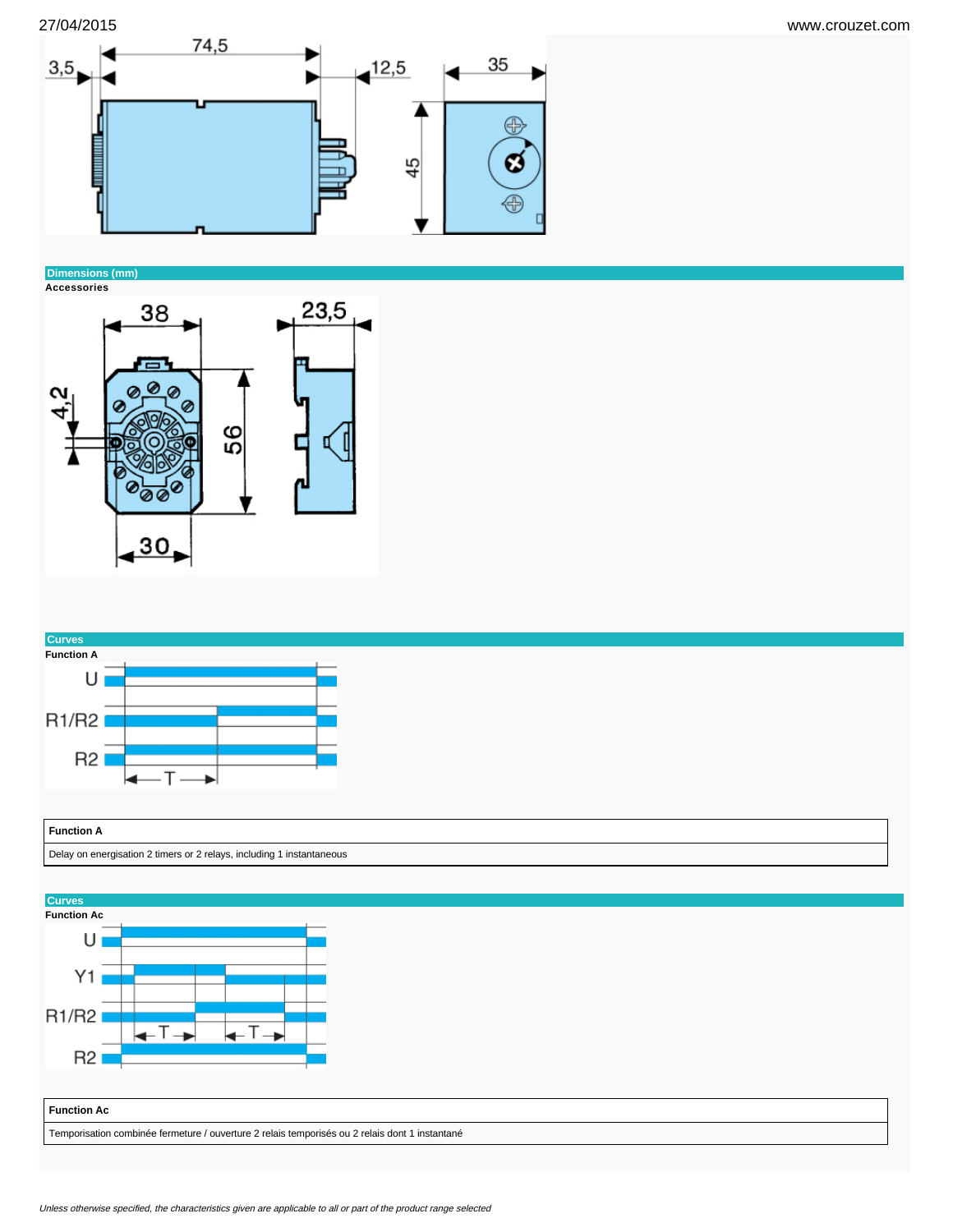## Dimensions (mm)

**Accessories**

## Curves

**Function A**

| Function A |
| --- |
| Delay on energisation 2 timers or 2 relays, including 1 instantaneous |

## Curves

**Function Ac**

| Function Ac |
| --- |
| Temporisation combinée fermeture / ouverture 2 relais temporisés ou 2 relais dont 1 instantané |

*Unless otherwise specified, the characteristics given are applicable to all or part of the product range selected*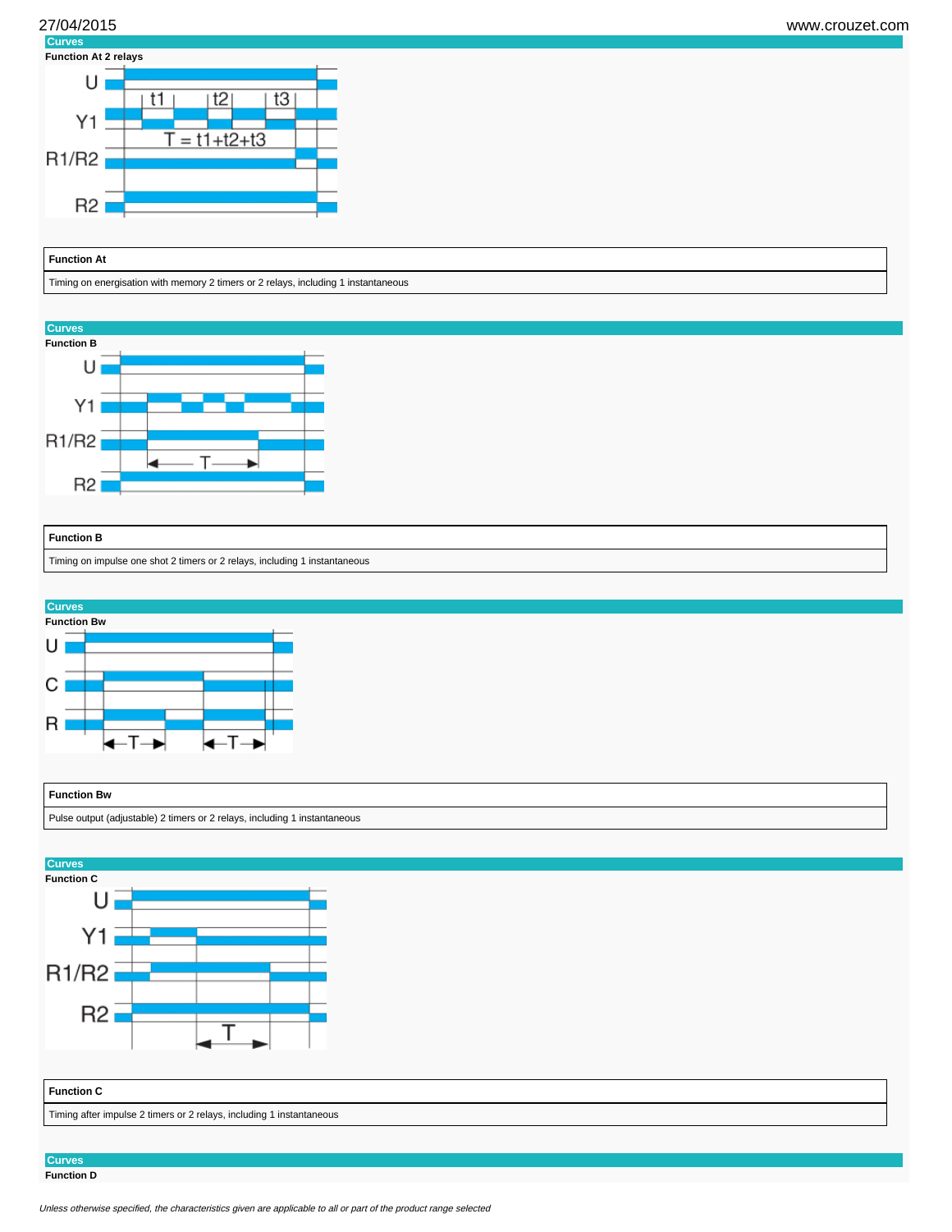## Curves

**Function At 2 relays**

| Function At |
| --- |
| Timing on energisation with memory 2 timers or 2 relays, including 1 instantaneous |

## Curves

**Function B**

| Function B |
| --- |
| Timing on impulse one shot 2 timers or 2 relays, including 1 instantaneous |

## Curves

**Function Bw**

| Function Bw |
| --- |
| Pulse output (adjustable) 2 timers or 2 relays, including 1 instantaneous |

## Curves

**Function C**

| Function C |
| --- |
| Timing after impulse 2 timers or 2 relays, including 1 instantaneous |

## Curves

**Function D**

*Unless otherwise specified, the characteristics given are applicable to all or part of the product range selected*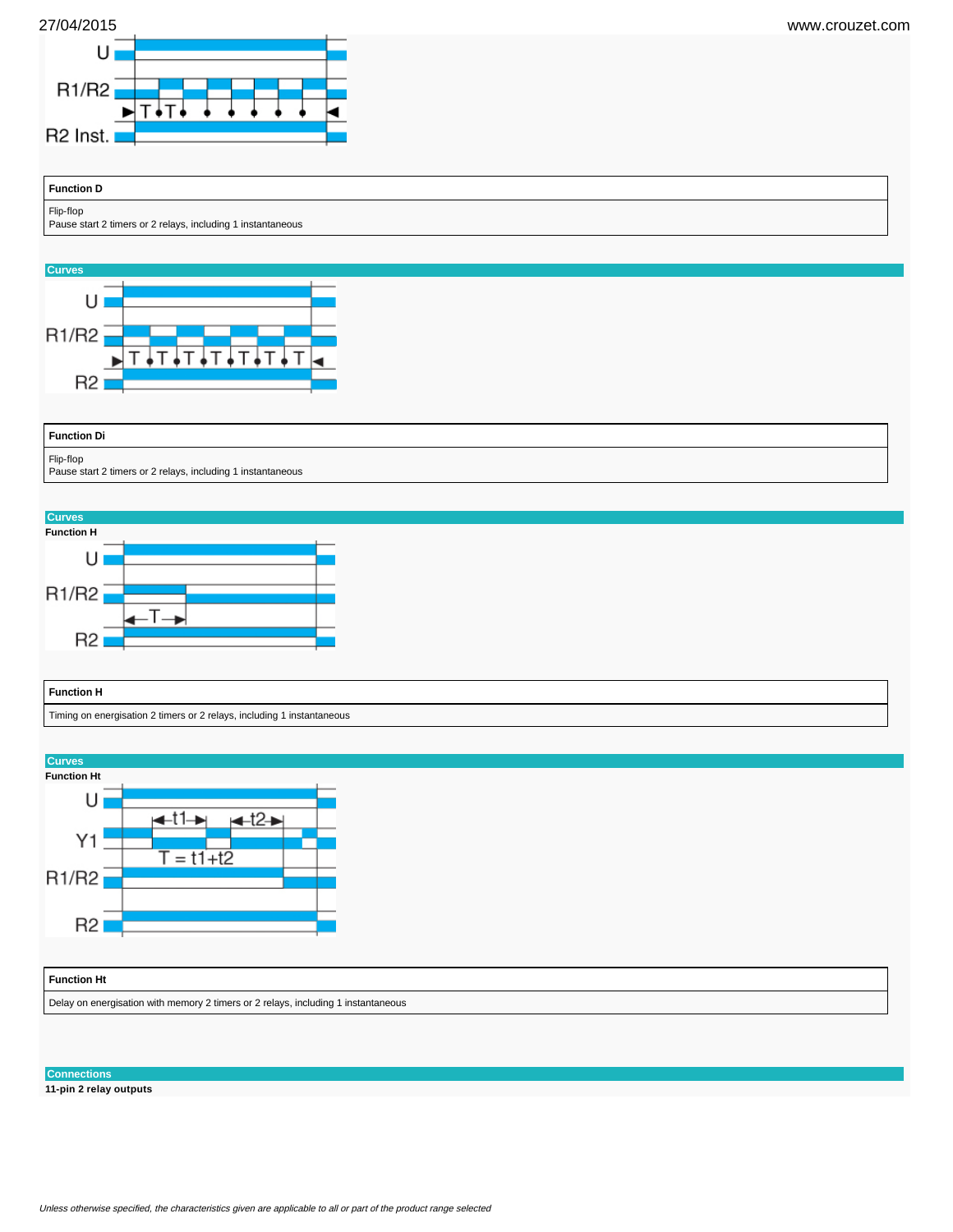U

R1/R2

T T

R2 Inst.

| Function D |
| --- |
| Flip-flop<br>Pause start 2 timers or 2 relays, including 1 instantaneous |

**Curves**

U

R1/R2

T T T T T T T

R2

| Function Di |
| --- |
| Flip-flop<br>Pause start 2 timers or 2 relays, including 1 instantaneous |

**Curves**

**Function H**

U

R1/R2

T

R2

| Function H |
| --- |
| Timing on energisation 2 timers or 2 relays, including 1 instantaneous |

**Curves**

**Function Ht**

U

t1 t2

Y1

T = t1+t2

R1/R2

R2

| Function Ht |
| --- |
| Delay on energisation with memory 2 timers or 2 relays, including 1 instantaneous |

**Connections**

**11-pin 2 relay outputs**

*Unless otherwise specified, the characteristics given are applicable to all or part of the product range selected*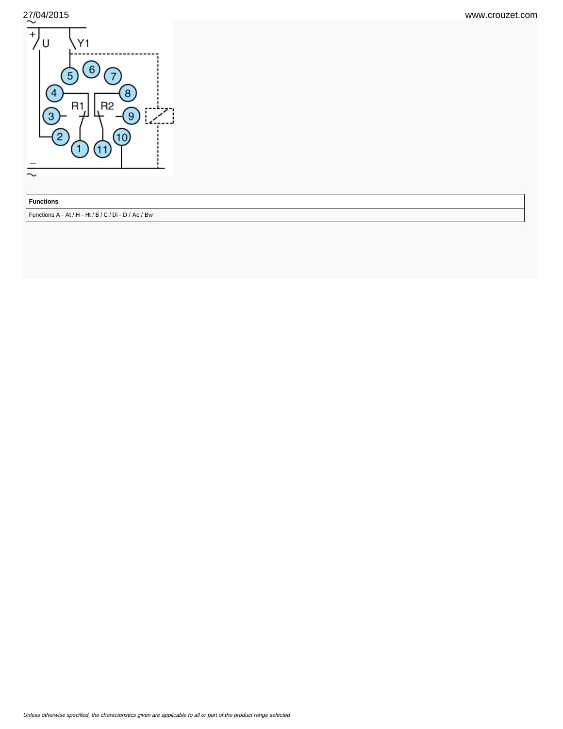~
+
U
Y1
5 6 7
4 8
R1 R2
3 9
2 10
1 11
−
~

| Functions |
| --- |
| Functions A - At / H - Ht / B / C / Di - D / Ac / Bw |

*Unless otherwise specified, the characteristics given are applicable to all or part of the product range selected*